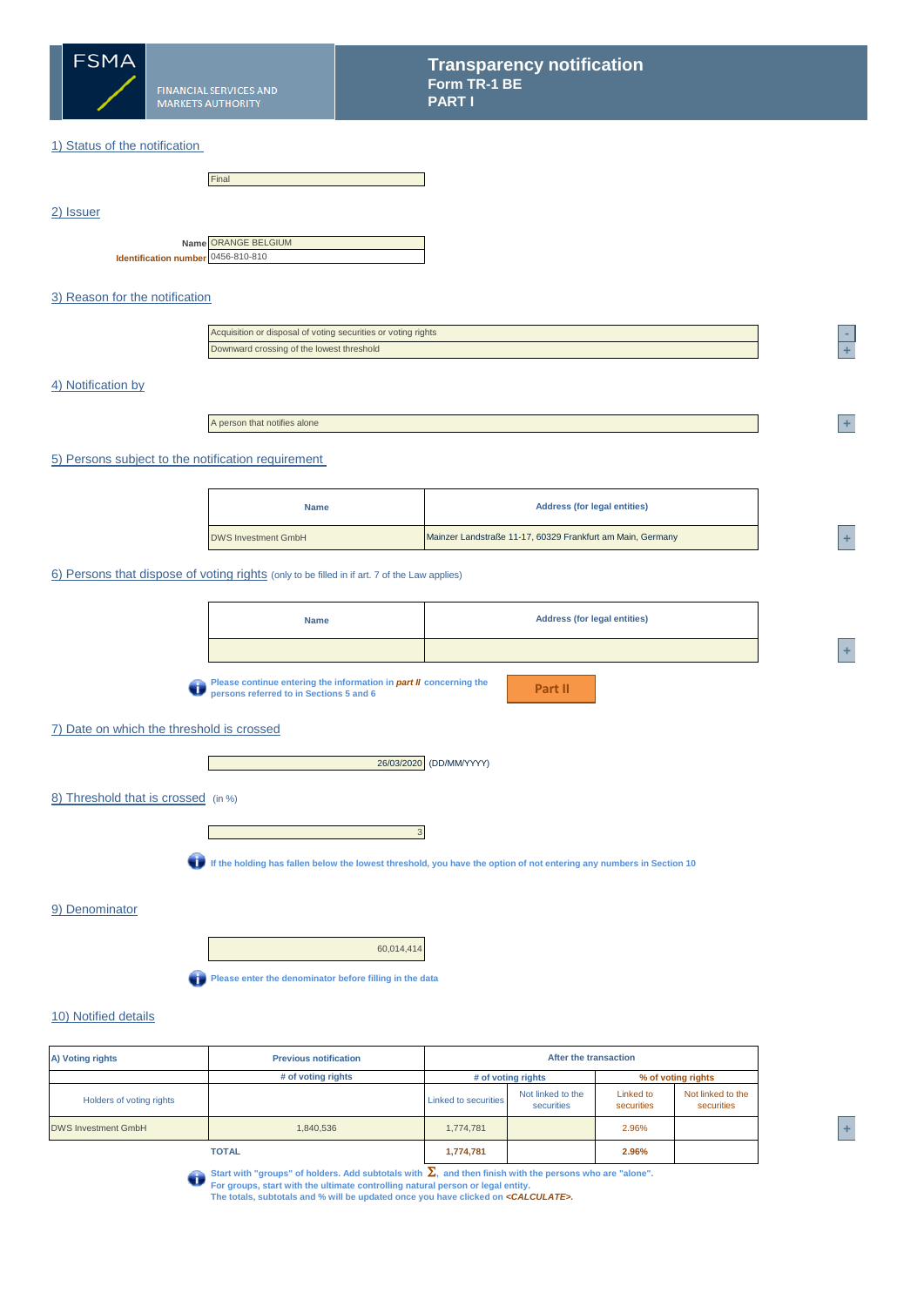FSMA

FINANCIAL SERVICES AND MARKETS AUTHORITY

# Transparency notification
## Form TR-1 BE
## PART I

## 1) Status of the notification

Final

## 2) Issuer

**Name** ORANGE BELGIUM

**Identification number** 0456-810-810

## 3) Reason for the notification

Acquisition or disposal of voting securities or voting rights

Downward crossing of the lowest threshold

## 4) Notification by

A person that notifies alone

## 5) Persons subject to the notification requirement

| Name | Address (for legal entities) |
|---|---|
| DWS Investment GmbH | Mainzer Landstraße 11-17, 60329 Frankfurt am Main, Germany |

## 6) Persons that dispose of voting rights (only to be filled in if art. 7 of the Law applies)

| Name | Address (for legal entities) |
|---|---|
| | |

Please continue entering the information in ***part II*** concerning the persons referred to in Sections 5 and 6

Part II

## 7) Date on which the threshold is crossed

26/03/2020 (DD/MM/YYYY)

## 8) Threshold that is crossed (in %)

3

If the holding has fallen below the lowest threshold, you have the option of not entering any numbers in Section 10

## 9) Denominator

60,014,414

Please enter the denominator before filling in the data

## 10) Notified details

| A) Voting rights | Previous notification | After the transaction | | | |
|---|---|---|---|---|---|
| | # of voting rights | # of voting rights | | % of voting rights | |
| Holders of voting rights | | Linked to securities | Not linked to the securities | Linked to securities | Not linked to the securities |
| DWS Investment GmbH | 1,840,536 | 1,774,781 | | 2.96% | |
| | **TOTAL** | **1,774,781** | | **2.96%** | |

Start with "groups" of holders. Add subtotals with $\Sigma$, and then finish with the persons who are "alone".
For groups, start with the ultimate controlling natural person or legal entity.
The totals, subtotals and % will be updated once you have clicked on ***<CALCULATE>***.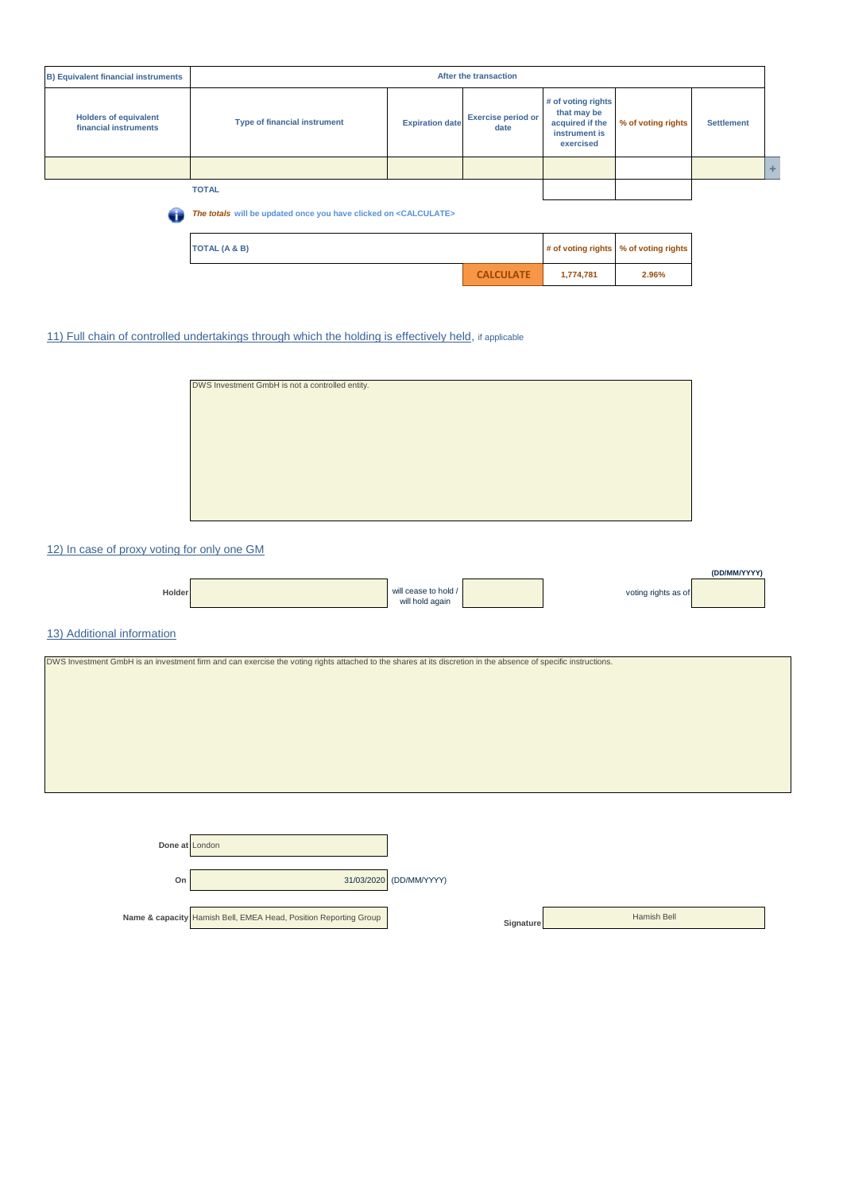| B) Equivalent financial instruments | After the transaction | | | | | |
|---|---|---|---|---|---|---|
| Holders of equivalent financial instruments | Type of financial instrument | Expiration date | Exercise period or date | # of voting rights that may be acquired if the instrument is exercised | % of voting rights | Settlement |
| | | | | | | |
| | TOTAL | | | | | |

*The totals* will be updated once you have clicked on <CALCULATE>

| TOTAL (A & B) | | # of voting rights | % of voting rights |
|---|---|---|---|
| | CALCULATE | 1,774,781 | 2.96% |

## 11) Full chain of controlled undertakings through which the holding is effectively held, if applicable

DWS Investment GmbH is not a controlled entity.

## 12) In case of proxy voting for only one GM

| Holder | | will cease to hold / will hold again | | voting rights as of (DD/MM/YYYY) | |
|---|---|---|---|---|---|

## 13) Additional information

DWS Investment GmbH is an investment firm and can exercise the voting rights attached to the shares at its discretion in the absence of specific instructions.

**Done at** London

**On** 31/03/2020 (DD/MM/YYYY)

**Name & capacity** Hamish Bell, EMEA Head, Position Reporting Group

**Signature** Hamish Bell